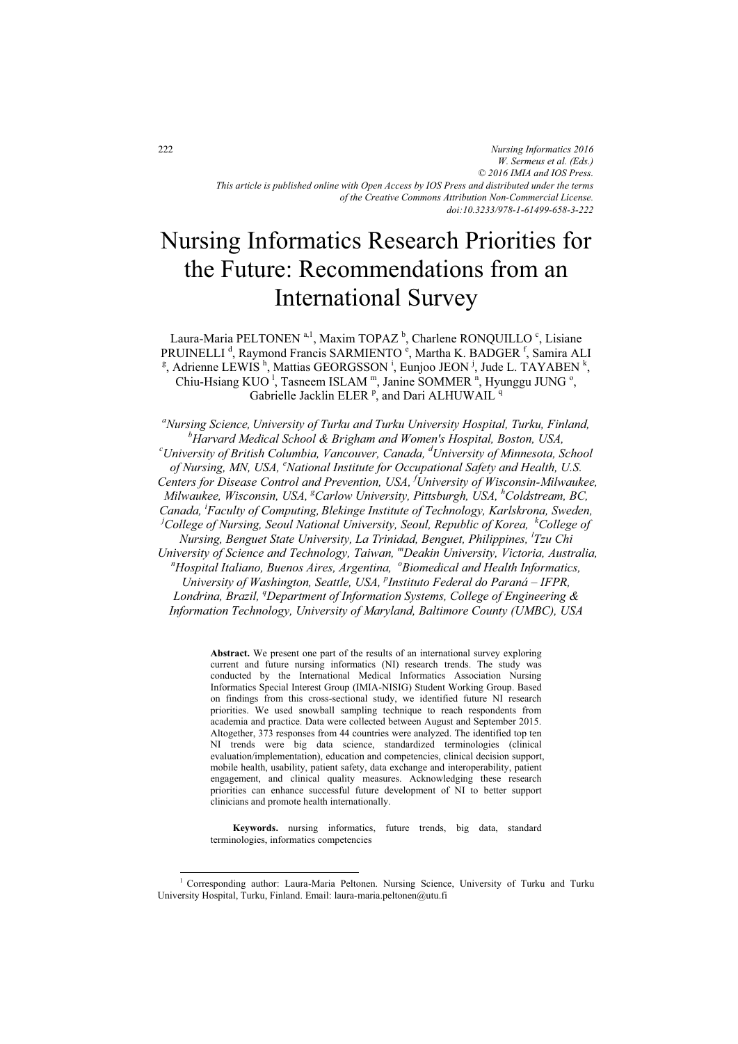# Nursing Informatics Research Priorities for the Future: Recommendations from an International Survey

Laura-Maria PELTONEN [a,1], Maxim TOPAZ [b], Charlene RONQUILLO [c], Lisiane PRUINELLI [d], Raymond Francis SARMIENTO [e], Martha K. BADGER [f], Samira ALI [g], Adrienne LEWIS [h], Mattias GEORGSSON [i], Eunjoo JEON [j], Jude L. TAYABEN [k], Chiu-Hsiang KUO [l], Tasneem ISLAM [m], Janine SOMMER [n], Hyunggu JUNG [o], Gabrielle Jacklin ELER [p], and Dari ALHUWAIL [q]

*[a]Nursing Science, University of Turku and Turku University Hospital, Turku, Finland, [b]Harvard Medical School & Brigham and Women's Hospital, Boston, USA, [c]University of British Columbia, Vancouver, Canada, [d]University of Minnesota, School of Nursing, MN, USA, [e]National Institute for Occupational Safety and Health, U.S. Centers for Disease Control and Prevention, USA, [f]University of Wisconsin-Milwaukee, Milwaukee, Wisconsin, USA, [g]Carlow University, Pittsburgh, USA, [h]Coldstream, BC, Canada, [i]Faculty of Computing, Blekinge Institute of Technology, Karlskrona, Sweden, [j]College of Nursing, Seoul National University, Seoul, Republic of Korea, [k]College of Nursing, Benguet State University, La Trinidad, Benguet, Philippines, [l]Tzu Chi University of Science and Technology, Taiwan, [m]Deakin University, Victoria, Australia, [n]Hospital Italiano, Buenos Aires, Argentina, [o]Biomedical and Health Informatics, University of Washington, Seattle, USA, [p]Instituto Federal do Paraná – IFPR, Londrina, Brazil, [q]Department of Information Systems, College of Engineering & Information Technology, University of Maryland, Baltimore County (UMBC), USA*

**Abstract.** We present one part of the results of an international survey exploring current and future nursing informatics (NI) research trends. The study was conducted by the International Medical Informatics Association Nursing Informatics Special Interest Group (IMIA-NISIG) Student Working Group. Based on findings from this cross-sectional study, we identified future NI research priorities. We used snowball sampling technique to reach respondents from academia and practice. Data were collected between August and September 2015. Altogether, 373 responses from 44 countries were analyzed. The identified top ten NI trends were big data science, standardized terminologies (clinical evaluation/implementation), education and competencies, clinical decision support, mobile health, usability, patient safety, data exchange and interoperability, patient engagement, and clinical quality measures. Acknowledging these research priorities can enhance successful future development of NI to better support clinicians and promote health internationally.

**Keywords.** nursing informatics, future trends, big data, standard terminologies, informatics competencies

[1] Corresponding author: Laura-Maria Peltonen. Nursing Science, University of Turku and Turku University Hospital, Turku, Finland. Email: laura-maria.peltonen@utu.fi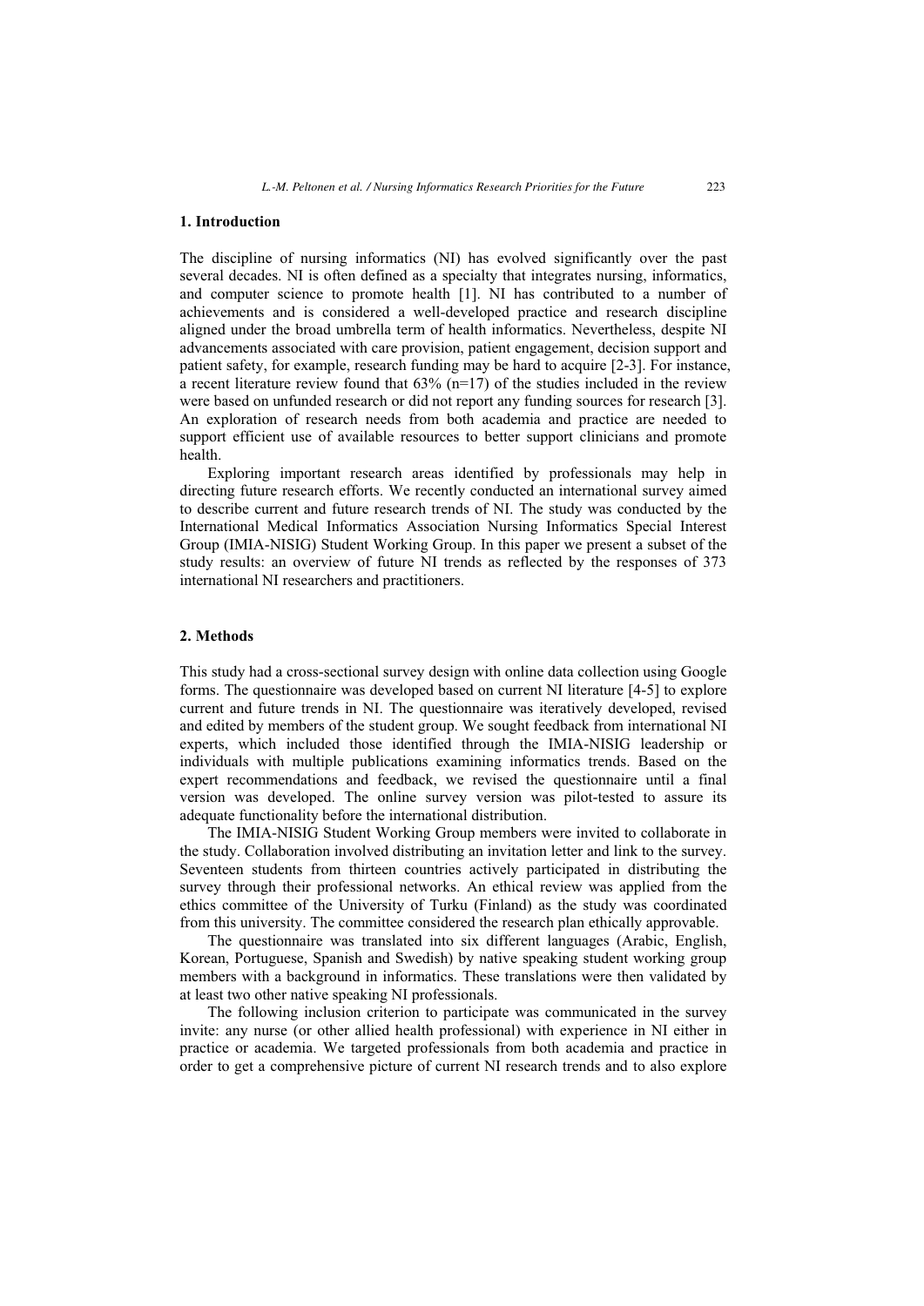## 1. Introduction

The discipline of nursing informatics (NI) has evolved significantly over the past several decades. NI is often defined as a specialty that integrates nursing, informatics, and computer science to promote health [1]. NI has contributed to a number of achievements and is considered a well-developed practice and research discipline aligned under the broad umbrella term of health informatics. Nevertheless, despite NI advancements associated with care provision, patient engagement, decision support and patient safety, for example, research funding may be hard to acquire [2-3]. For instance, a recent literature review found that 63% (n=17) of the studies included in the review were based on unfunded research or did not report any funding sources for research [3]. An exploration of research needs from both academia and practice are needed to support efficient use of available resources to better support clinicians and promote health.

Exploring important research areas identified by professionals may help in directing future research efforts. We recently conducted an international survey aimed to describe current and future research trends of NI. The study was conducted by the International Medical Informatics Association Nursing Informatics Special Interest Group (IMIA-NISIG) Student Working Group. In this paper we present a subset of the study results: an overview of future NI trends as reflected by the responses of 373 international NI researchers and practitioners.

## 2. Methods

This study had a cross-sectional survey design with online data collection using Google forms. The questionnaire was developed based on current NI literature [4-5] to explore current and future trends in NI. The questionnaire was iteratively developed, revised and edited by members of the student group. We sought feedback from international NI experts, which included those identified through the IMIA-NISIG leadership or individuals with multiple publications examining informatics trends. Based on the expert recommendations and feedback, we revised the questionnaire until a final version was developed. The online survey version was pilot-tested to assure its adequate functionality before the international distribution.

The IMIA-NISIG Student Working Group members were invited to collaborate in the study. Collaboration involved distributing an invitation letter and link to the survey. Seventeen students from thirteen countries actively participated in distributing the survey through their professional networks. An ethical review was applied from the ethics committee of the University of Turku (Finland) as the study was coordinated from this university. The committee considered the research plan ethically approvable.

The questionnaire was translated into six different languages (Arabic, English, Korean, Portuguese, Spanish and Swedish) by native speaking student working group members with a background in informatics. These translations were then validated by at least two other native speaking NI professionals.

The following inclusion criterion to participate was communicated in the survey invite: any nurse (or other allied health professional) with experience in NI either in practice or academia. We targeted professionals from both academia and practice in order to get a comprehensive picture of current NI research trends and to also explore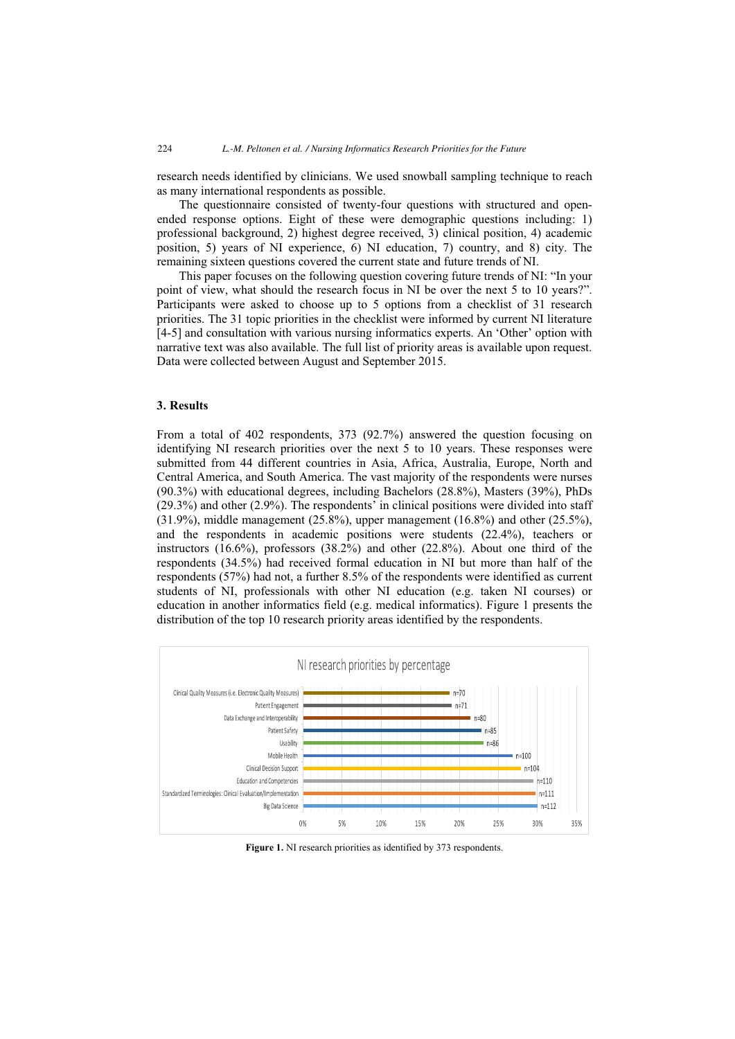research needs identified by clinicians. We used snowball sampling technique to reach as many international respondents as possible.

The questionnaire consisted of twenty-four questions with structured and open-ended response options. Eight of these were demographic questions including: 1) professional background, 2) highest degree received, 3) clinical position, 4) academic position, 5) years of NI experience, 6) NI education, 7) country, and 8) city. The remaining sixteen questions covered the current state and future trends of NI.

This paper focuses on the following question covering future trends of NI: "In your point of view, what should the research focus in NI be over the next 5 to 10 years?". Participants were asked to choose up to 5 options from a checklist of 31 research priorities. The 31 topic priorities in the checklist were informed by current NI literature [4-5] and consultation with various nursing informatics experts. An 'Other' option with narrative text was also available. The full list of priority areas is available upon request. Data were collected between August and September 2015.

## 3. Results

From a total of 402 respondents, 373 (92.7%) answered the question focusing on identifying NI research priorities over the next 5 to 10 years. These responses were submitted from 44 different countries in Asia, Africa, Australia, Europe, North and Central America, and South America. The vast majority of the respondents were nurses (90.3%) with educational degrees, including Bachelors (28.8%), Masters (39%), PhDs (29.3%) and other (2.9%). The respondents' in clinical positions were divided into staff (31.9%), middle management (25.8%), upper management (16.8%) and other (25.5%), and the respondents in academic positions were students (22.4%), teachers or instructors (16.6%), professors (38.2%) and other (22.8%). About one third of the respondents (34.5%) had received formal education in NI but more than half of the respondents (57%) had not, a further 8.5% of the respondents were identified as current students of NI, professionals with other NI education (e.g. taken NI courses) or education in another informatics field (e.g. medical informatics). Figure 1 presents the distribution of the top 10 research priority areas identified by the respondents.

NI research priorities by percentage

| Priority area | n |
|---|---|
| Clinical Quality Measures (i.e. Electronic Quality Measures) | n=70 |
| Patient Engagement | n=71 |
| Data Exchange and Interoperability | n=80 |
| Patient Safety | n=85 |
| Usability | n=86 |
| Mobile Health | n=100 |
| Clinical Decision Support | n=104 |
| Education and Competencies | n=110 |
| Standardized Terminologies: Clinical Evaluation/Implementation | n=111 |
| Big Data Science | n=112 |

**Figure 1.** NI research priorities as identified by 373 respondents.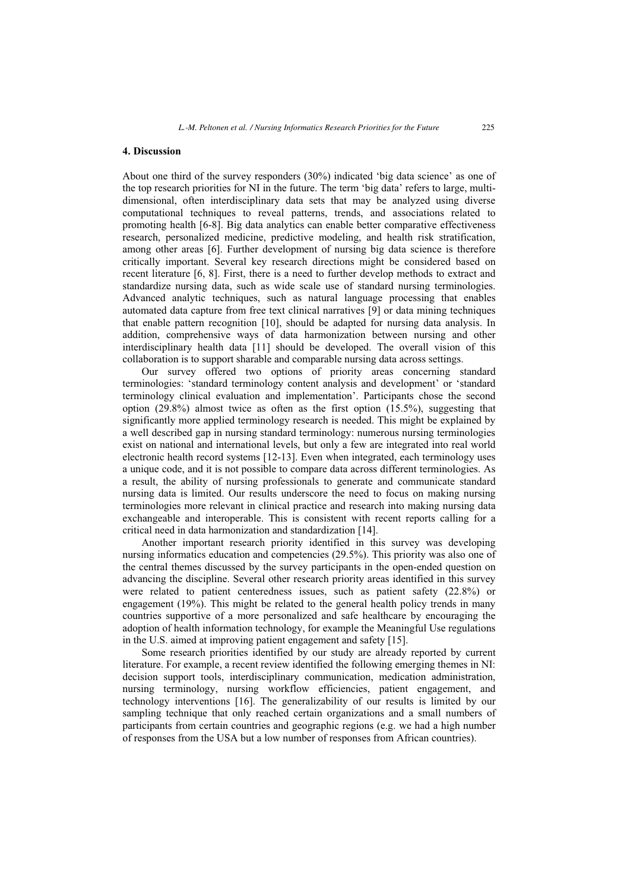## 4. Discussion

About one third of the survey responders (30%) indicated 'big data science' as one of the top research priorities for NI in the future. The term 'big data' refers to large, multi-dimensional, often interdisciplinary data sets that may be analyzed using diverse computational techniques to reveal patterns, trends, and associations related to promoting health [6-8]. Big data analytics can enable better comparative effectiveness research, personalized medicine, predictive modeling, and health risk stratification, among other areas [6]. Further development of nursing big data science is therefore critically important. Several key research directions might be considered based on recent literature [6, 8]. First, there is a need to further develop methods to extract and standardize nursing data, such as wide scale use of standard nursing terminologies. Advanced analytic techniques, such as natural language processing that enables automated data capture from free text clinical narratives [9] or data mining techniques that enable pattern recognition [10], should be adapted for nursing data analysis. In addition, comprehensive ways of data harmonization between nursing and other interdisciplinary health data [11] should be developed. The overall vision of this collaboration is to support sharable and comparable nursing data across settings.

Our survey offered two options of priority areas concerning standard terminologies: 'standard terminology content analysis and development' or 'standard terminology clinical evaluation and implementation'. Participants chose the second option (29.8%) almost twice as often as the first option (15.5%), suggesting that significantly more applied terminology research is needed. This might be explained by a well described gap in nursing standard terminology: numerous nursing terminologies exist on national and international levels, but only a few are integrated into real world electronic health record systems [12-13]. Even when integrated, each terminology uses a unique code, and it is not possible to compare data across different terminologies. As a result, the ability of nursing professionals to generate and communicate standard nursing data is limited. Our results underscore the need to focus on making nursing terminologies more relevant in clinical practice and research into making nursing data exchangeable and interoperable. This is consistent with recent reports calling for a critical need in data harmonization and standardization [14].

Another important research priority identified in this survey was developing nursing informatics education and competencies (29.5%). This priority was also one of the central themes discussed by the survey participants in the open-ended question on advancing the discipline. Several other research priority areas identified in this survey were related to patient centeredness issues, such as patient safety (22.8%) or engagement (19%). This might be related to the general health policy trends in many countries supportive of a more personalized and safe healthcare by encouraging the adoption of health information technology, for example the Meaningful Use regulations in the U.S. aimed at improving patient engagement and safety [15].

Some research priorities identified by our study are already reported by current literature. For example, a recent review identified the following emerging themes in NI: decision support tools, interdisciplinary communication, medication administration, nursing terminology, nursing workflow efficiencies, patient engagement, and technology interventions [16]. The generalizability of our results is limited by our sampling technique that only reached certain organizations and a small numbers of participants from certain countries and geographic regions (e.g. we had a high number of responses from the USA but a low number of responses from African countries).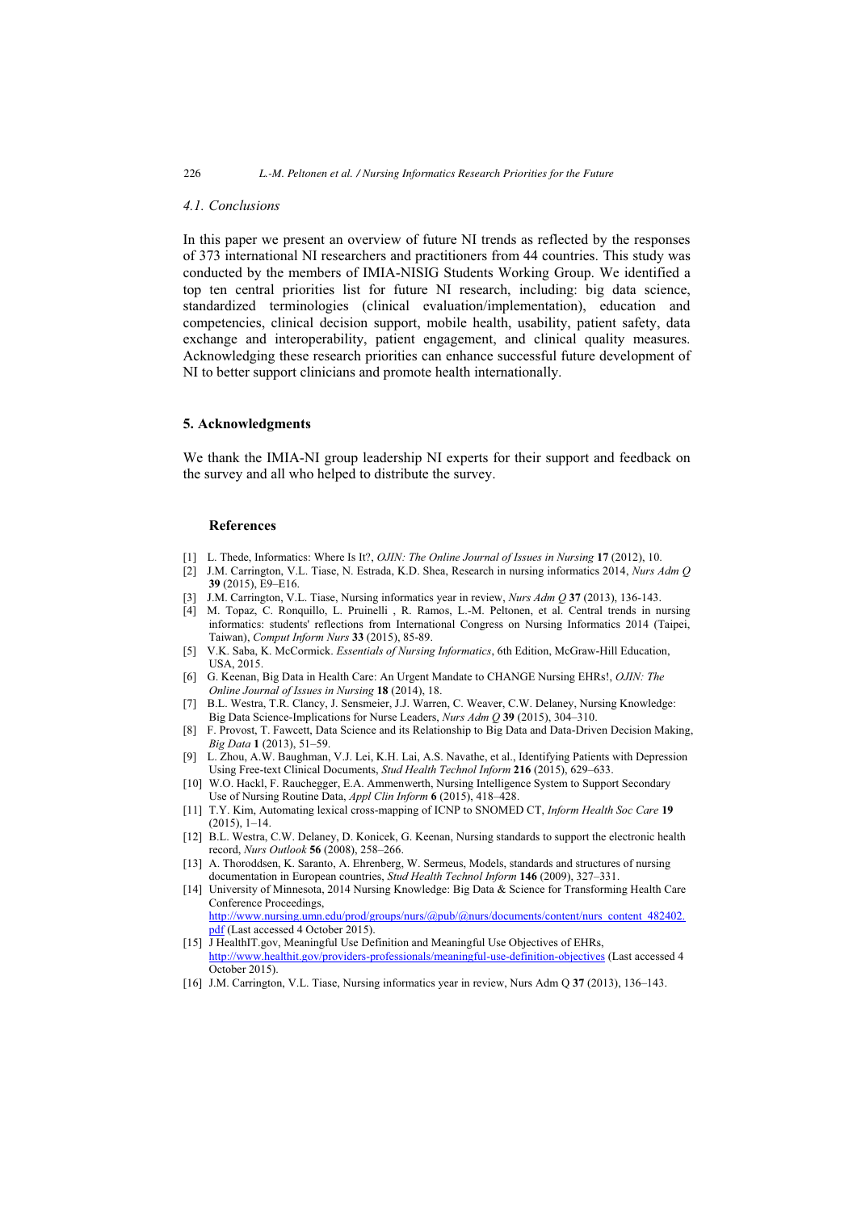### 4.1. Conclusions

In this paper we present an overview of future NI trends as reflected by the responses of 373 international NI researchers and practitioners from 44 countries. This study was conducted by the members of IMIA-NISIG Students Working Group. We identified a top ten central priorities list for future NI research, including: big data science, standardized terminologies (clinical evaluation/implementation), education and competencies, clinical decision support, mobile health, usability, patient safety, data exchange and interoperability, patient engagement, and clinical quality measures. Acknowledging these research priorities can enhance successful future development of NI to better support clinicians and promote health internationally.

## 5. Acknowledgments

We thank the IMIA-NI group leadership NI experts for their support and feedback on the survey and all who helped to distribute the survey.

## References

[1] L. Thede, Informatics: Where Is It?, *OJIN: The Online Journal of Issues in Nursing* **17** (2012), 10.

[2] J.M. Carrington, V.L. Tiase, N. Estrada, K.D. Shea, Research in nursing informatics 2014, *Nurs Adm Q* **39** (2015), E9–E16.

[3] J.M. Carrington, V.L. Tiase, Nursing informatics year in review, *Nurs Adm Q* **37** (2013), 136-143.

[4] M. Topaz, C. Ronquillo, L. Pruinelli , R. Ramos, L.-M. Peltonen, et al. Central trends in nursing informatics: students' reflections from International Congress on Nursing Informatics 2014 (Taipei, Taiwan), *Comput Inform Nurs* **33** (2015), 85-89.

[5] V.K. Saba, K. McCormick. *Essentials of Nursing Informatics*, 6th Edition, McGraw-Hill Education, USA, 2015.

[6] G. Keenan, Big Data in Health Care: An Urgent Mandate to CHANGE Nursing EHRs!, *OJIN: The Online Journal of Issues in Nursing* **18** (2014), 18.

[7] B.L. Westra, T.R. Clancy, J. Sensmeier, J.J. Warren, C. Weaver, C.W. Delaney, Nursing Knowledge: Big Data Science-Implications for Nurse Leaders, *Nurs Adm Q* **39** (2015), 304–310.

[8] F. Provost, T. Fawcett, Data Science and its Relationship to Big Data and Data-Driven Decision Making, *Big Data* **1** (2013), 51–59.

[9] L. Zhou, A.W. Baughman, V.J. Lei, K.H. Lai, A.S. Navathe, et al., Identifying Patients with Depression Using Free-text Clinical Documents, *Stud Health Technol Inform* **216** (2015), 629–633.

[10] W.O. Hackl, F. Rauchegger, E.A. Ammenwerth, Nursing Intelligence System to Support Secondary Use of Nursing Routine Data, *Appl Clin Inform* **6** (2015), 418–428.

[11] T.Y. Kim, Automating lexical cross-mapping of ICNP to SNOMED CT, *Inform Health Soc Care* **19** (2015), 1–14.

[12] B.L. Westra, C.W. Delaney, D. Konicek, G. Keenan, Nursing standards to support the electronic health record, *Nurs Outlook* **56** (2008), 258–266.

[13] A. Thoroddsen, K. Saranto, A. Ehrenberg, W. Sermeus, Models, standards and structures of nursing documentation in European countries, *Stud Health Technol Inform* **146** (2009), 327–331.

[14] University of Minnesota, 2014 Nursing Knowledge: Big Data & Science for Transforming Health Care Conference Proceedings, http://www.nursing.umn.edu/prod/groups/nurs/@pub/@nurs/documents/content/nurs_content_482402.pdf (Last accessed 4 October 2015).

[15] J HealthIT.gov, Meaningful Use Definition and Meaningful Use Objectives of EHRs, http://www.healthit.gov/providers-professionals/meaningful-use-definition-objectives (Last accessed 4 October 2015).

[16] J.M. Carrington, V.L. Tiase, Nursing informatics year in review, Nurs Adm Q **37** (2013), 136–143.